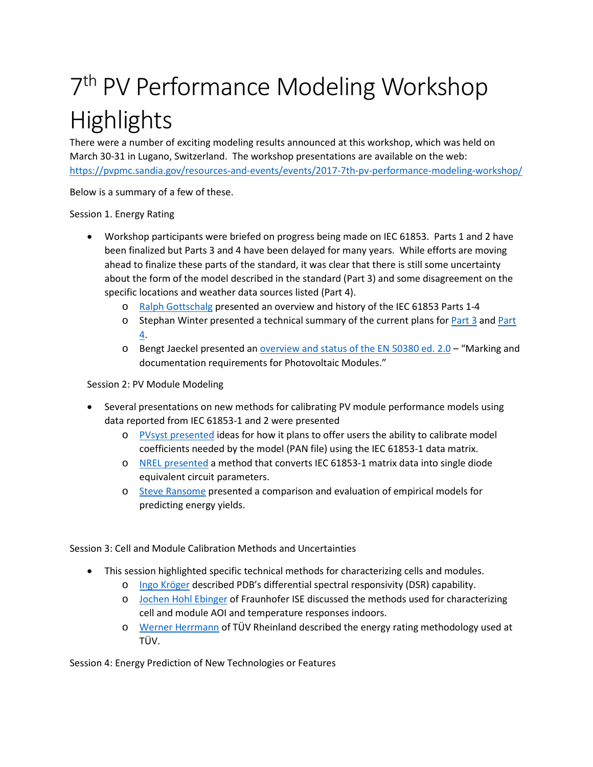# 7th PV Performance Modeling Workshop Highlights

There were a number of exciting modeling results announced at this workshop, which was held on March 30-31 in Lugano, Switzerland. The workshop presentations are available on the web: https://pvpmc.sandia.gov/resources-and-events/events/2017-7th-pv-performance-modeling-workshop/

Below is a summary of a few of these.

Session 1. Energy Rating

- Workshop participants were briefed on progress being made on IEC 61853. Parts 1 and 2 have been finalized but Parts 3 and 4 have been delayed for many years. While efforts are moving ahead to finalize these parts of the standard, it was clear that there is still some uncertainty about the form of the model described in the standard (Part 3) and some disagreement on the specific locations and weather data sources listed (Part 4).
  - Ralph Gottschalg presented an overview and history of the IEC 61853 Parts 1-4
  - Stephan Winter presented a technical summary of the current plans for Part 3 and Part 4.
  - Bengt Jaeckel presented an overview and status of the EN 50380 ed. 2.0 – "Marking and documentation requirements for Photovoltaic Modules."

Session 2: PV Module Modeling

- Several presentations on new methods for calibrating PV module performance models using data reported from IEC 61853-1 and 2 were presented
  - PVsyst presented ideas for how it plans to offer users the ability to calibrate model coefficients needed by the model (PAN file) using the IEC 61853-1 data matrix.
  - NREL presented a method that converts IEC 61853-1 matrix data into single diode equivalent circuit parameters.
  - Steve Ransome presented a comparison and evaluation of empirical models for predicting energy yields.

Session 3: Cell and Module Calibration Methods and Uncertainties

- This session highlighted specific technical methods for characterizing cells and modules.
  - Ingo Kröger described PDB's differential spectral responsivity (DSR) capability.
  - Jochen Hohl Ebinger of Fraunhofer ISE discussed the methods used for characterizing cell and module AOI and temperature responses indoors.
  - Werner Herrmann of TÜV Rheinland described the energy rating methodology used at TÜV.

Session 4: Energy Prediction of New Technologies or Features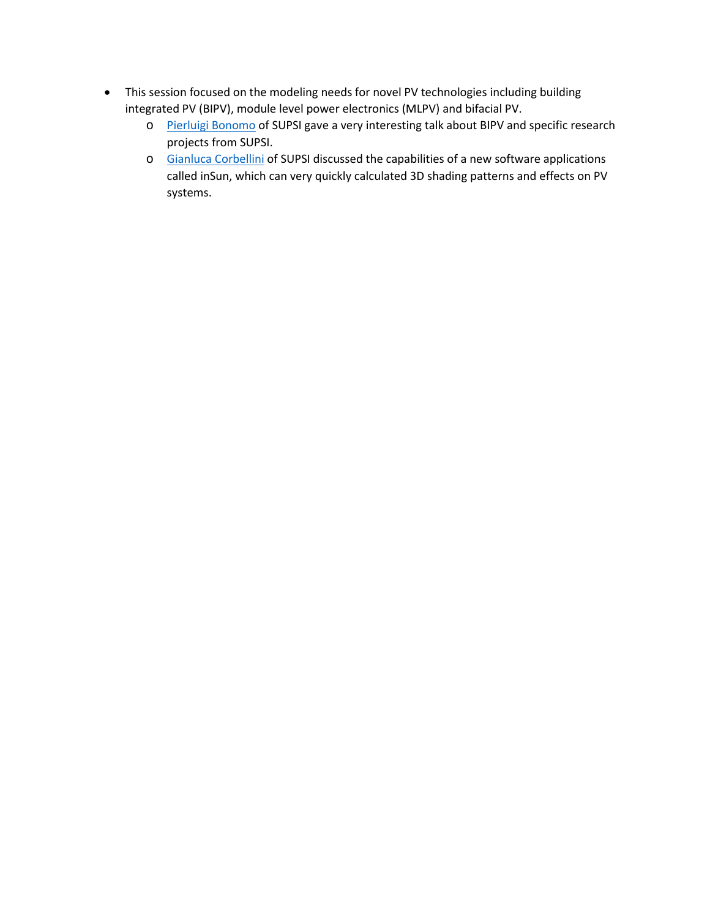- This session focused on the modeling needs for novel PV technologies including building integrated PV (BIPV), module level power electronics (MLPV) and bifacial PV.
  - Pierluigi Bonomo of SUPSI gave a very interesting talk about BIPV and specific research projects from SUPSI.
  - Gianluca Corbellini of SUPSI discussed the capabilities of a new software applications called inSun, which can very quickly calculated 3D shading patterns and effects on PV systems.